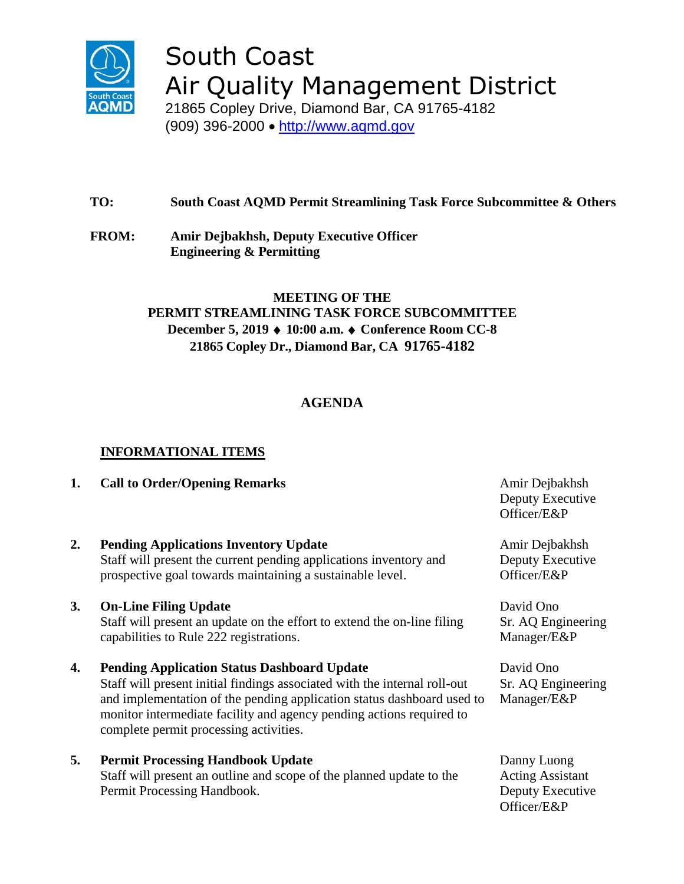# South Coast Air Quality Management District

21865 Copley Drive, Diamond Bar, CA 91765-4182
(909) 396-2000 • http://www.aqmd.gov

**TO:** **South Coast AQMD Permit Streamlining Task Force Subcommittee & Others**

**FROM:** **Amir Dejbakhsh, Deputy Executive Officer**
**Engineering & Permitting**

**MEETING OF THE**
**PERMIT STREAMLINING TASK FORCE SUBCOMMITTEE**
**December 5, 2019 ♦ 10:00 a.m. ♦ Conference Room CC-8**
**21865 Copley Dr., Diamond Bar, CA 91765-4182**

## AGENDA

### INFORMATIONAL ITEMS

1. **Call to Order/Opening Remarks** — Amir Dejbakhsh, Deputy Executive Officer/E&P

2. **Pending Applications Inventory Update** — Amir Dejbakhsh, Deputy Executive Officer/E&P
   Staff will present the current pending applications inventory and prospective goal towards maintaining a sustainable level.

3. **On-Line Filing Update** — David Ono, Sr. AQ Engineering Manager/E&P
   Staff will present an update on the effort to extend the on-line filing capabilities to Rule 222 registrations.

4. **Pending Application Status Dashboard Update** — David Ono, Sr. AQ Engineering Manager/E&P
   Staff will present initial findings associated with the internal roll-out and implementation of the pending application status dashboard used to monitor intermediate facility and agency pending actions required to complete permit processing activities.

5. **Permit Processing Handbook Update** — Danny Luong, Acting Assistant Deputy Executive Officer/E&P
   Staff will present an outline and scope of the planned update to the Permit Processing Handbook.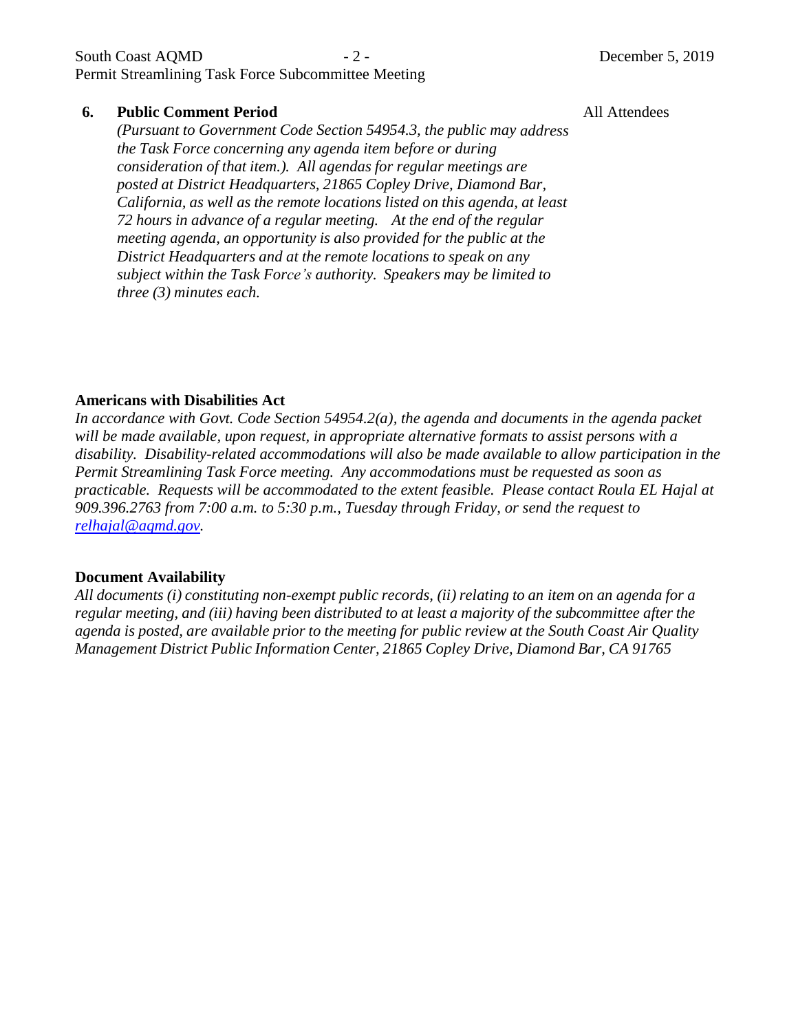**6. Public Comment Period** All Attendees

*(Pursuant to Government Code Section 54954.3, the public may address the Task Force concerning any agenda item before or during consideration of that item.). All agendas for regular meetings are posted at District Headquarters, 21865 Copley Drive, Diamond Bar, California, as well as the remote locations listed on this agenda, at least 72 hours in advance of a regular meeting. At the end of the regular meeting agenda, an opportunity is also provided for the public at the District Headquarters and at the remote locations to speak on any subject within the Task Force's authority. Speakers may be limited to three (3) minutes each.*

**Americans with Disabilities Act**

*In accordance with Govt. Code Section 54954.2(a), the agenda and documents in the agenda packet will be made available, upon request, in appropriate alternative formats to assist persons with a disability. Disability-related accommodations will also be made available to allow participation in the Permit Streamlining Task Force meeting. Any accommodations must be requested as soon as practicable. Requests will be accommodated to the extent feasible. Please contact Roula EL Hajal at 909.396.2763 from 7:00 a.m. to 5:30 p.m., Tuesday through Friday, or send the request to [relhajal@aqmd.gov](mailto:relhajal@aqmd.gov).*

**Document Availability**

*All documents (i) constituting non-exempt public records, (ii) relating to an item on an agenda for a regular meeting, and (iii) having been distributed to at least a majority of the subcommittee after the agenda is posted, are available prior to the meeting for public review at the South Coast Air Quality Management District Public Information Center, 21865 Copley Drive, Diamond Bar, CA 91765*